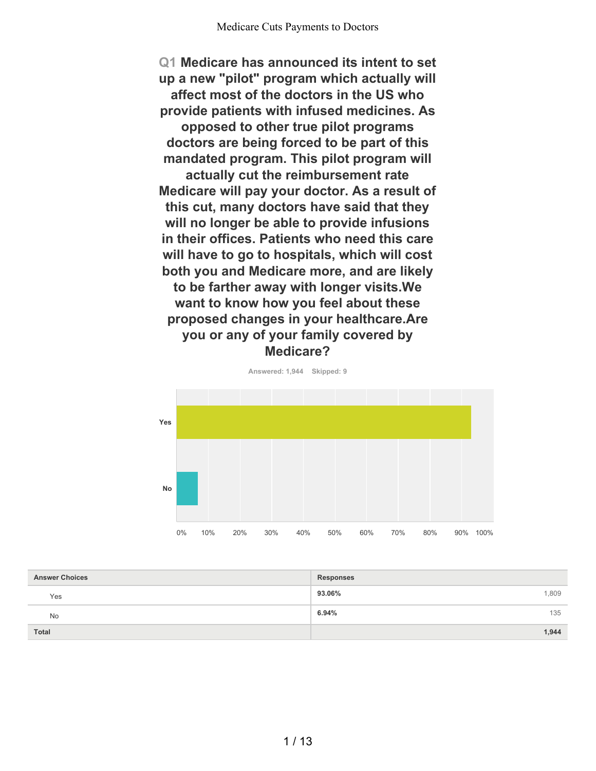**Q1 Medicare has announced its intent to set up a new "pilot" program which actually will affect most of the doctors in the US who provide patients with infused medicines. As opposed to other true pilot programs doctors are being forced to be part of this mandated program. This pilot program will actually cut the reimbursement rate Medicare will pay your doctor. As a result of this cut, many doctors have said that they will no longer be able to provide infusions in their offices. Patients who need this care will have to go to hospitals, which will cost both you and Medicare more, and are likely to be farther away with longer visits.We want to know how you feel about these proposed changes in your healthcare.Are you or any of your family covered by Medicare?**

Answered: 1,944 Skipped: 9

| Answer Choices | Responses | |
|---|---|---|
| Yes | 93.06% | 1,809 |
| No | 6.94% | 135 |
| **Total** | | **1,944** |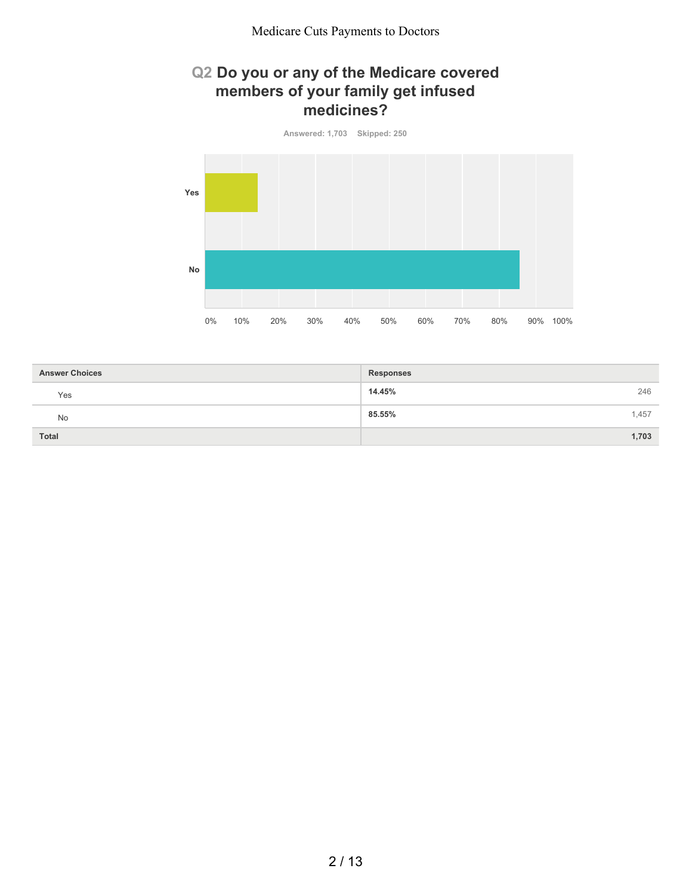## Q2 Do you or any of the Medicare covered members of your family get infused medicines?

Answered: 1,703 Skipped: 250

| Answer Choices | Responses | |
|---|---|---|
| Yes | 14.45% | 246 |
| No | 85.55% | 1,457 |
| **Total** | | **1,703** |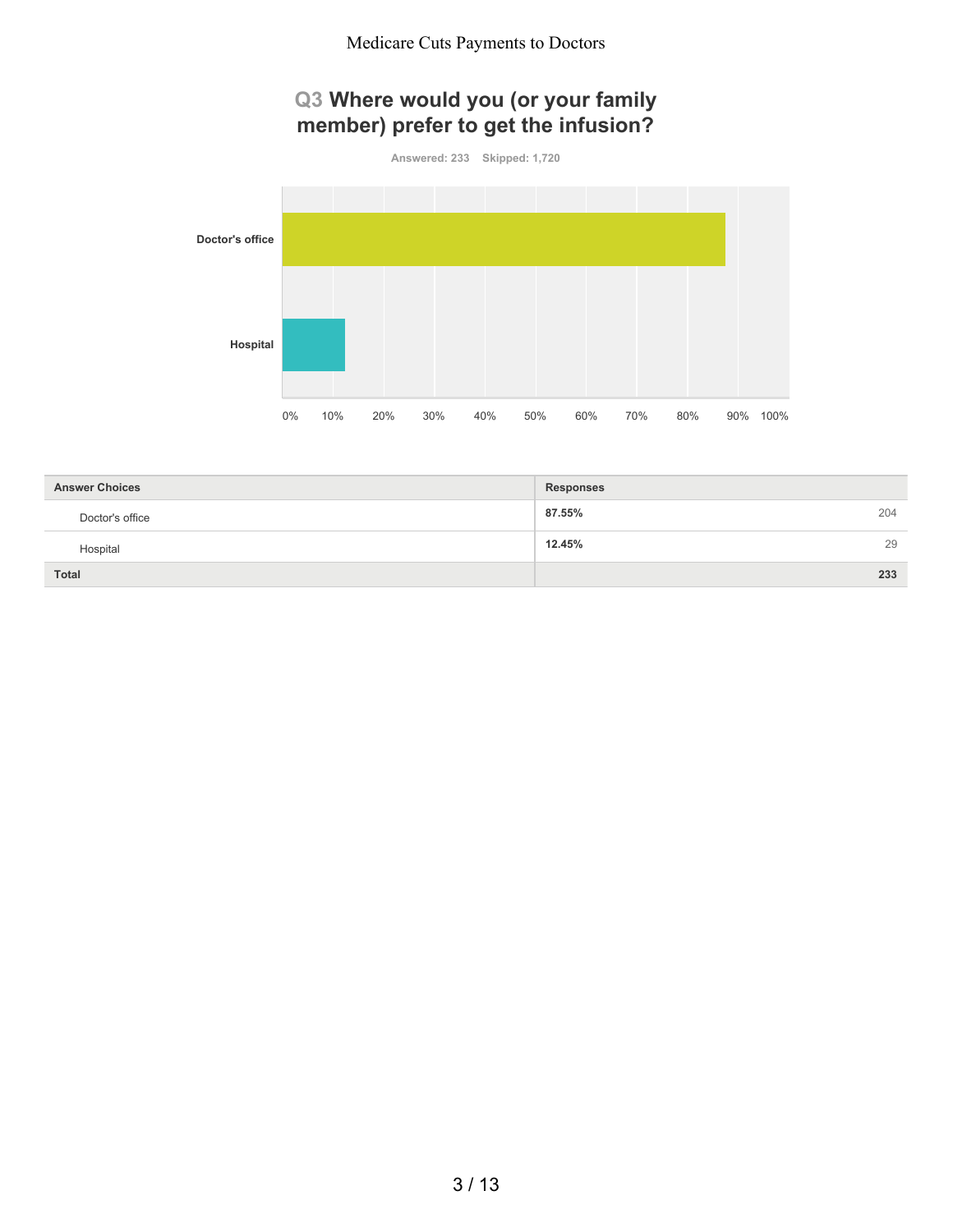## Q3 Where would you (or your family member) prefer to get the infusion?

Answered: 233 Skipped: 1,720

| Answer Choices | Responses | |
|---|---|---|
| Doctor's office | 87.55% | 204 |
| Hospital | 12.45% | 29 |
| **Total** | | **233** |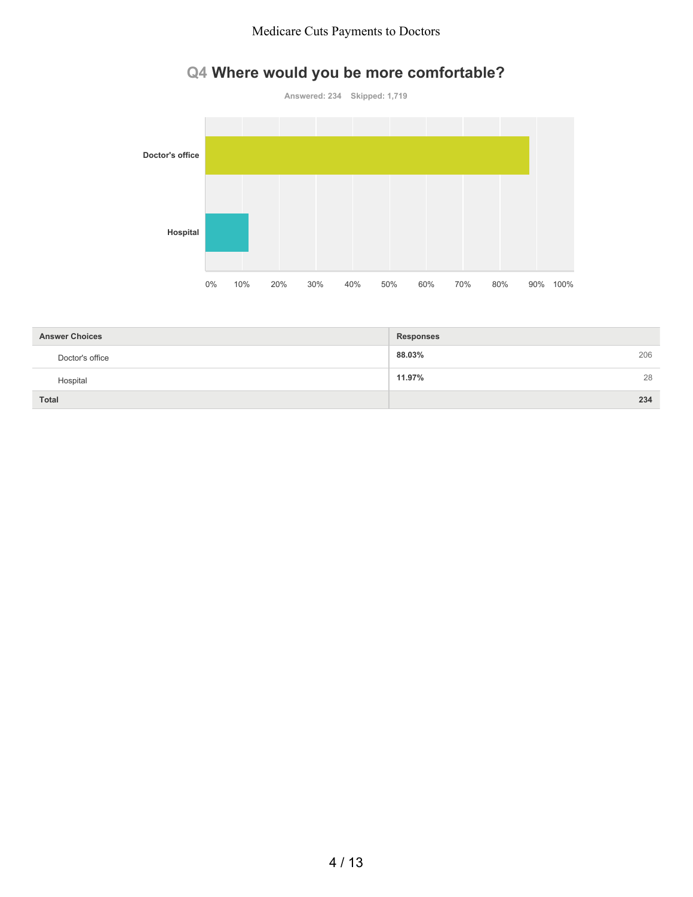## Q4 Where would you be more comfortable?

Answered: 234 Skipped: 1,719

| Answer Choices | Responses | |
|---|---|---|
| Doctor's office | 88.03% | 206 |
| Hospital | 11.97% | 28 |
| Total | | 234 |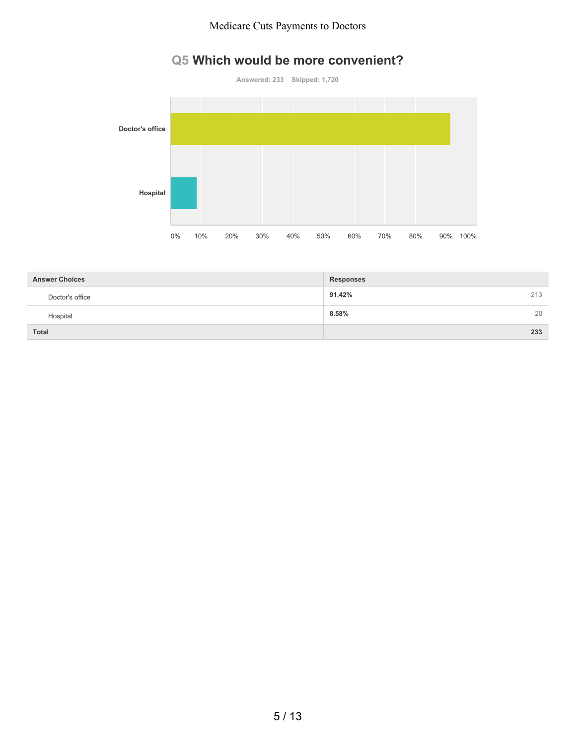## Q5 Which would be more convenient?

Answered: 233 Skipped: 1,720

| Answer Choices | Responses | |
|---|---|---|
| Doctor's office | **91.42%** | 213 |
| Hospital | **8.58%** | 20 |
| **Total** | | **233** |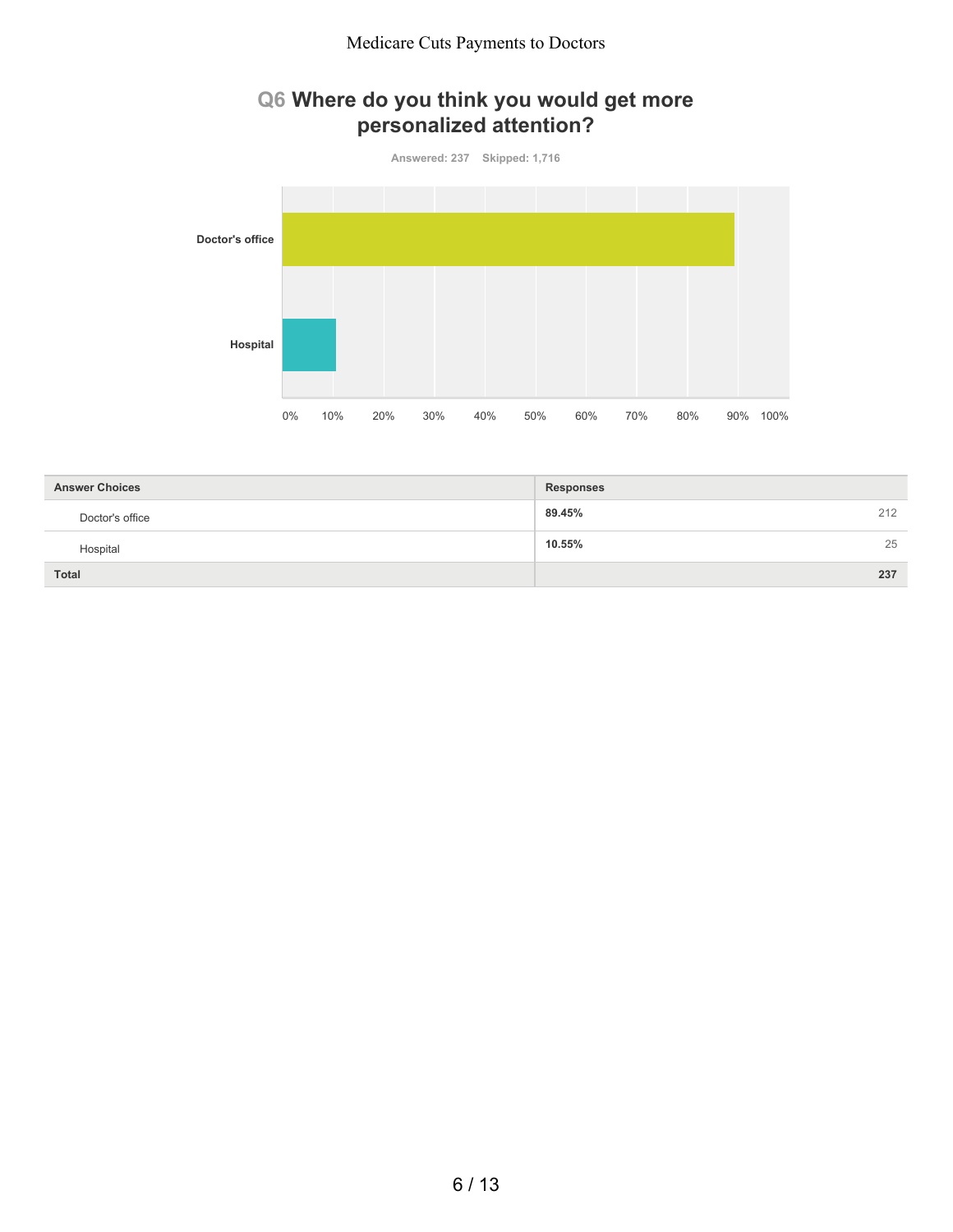## Q6 Where do you think you would get more personalized attention?

Answered: 237 Skipped: 1,716

| Answer Choices | Responses | |
|---|---|---|
| Doctor's office | 89.45% | 212 |
| Hospital | 10.55% | 25 |
| Total | | 237 |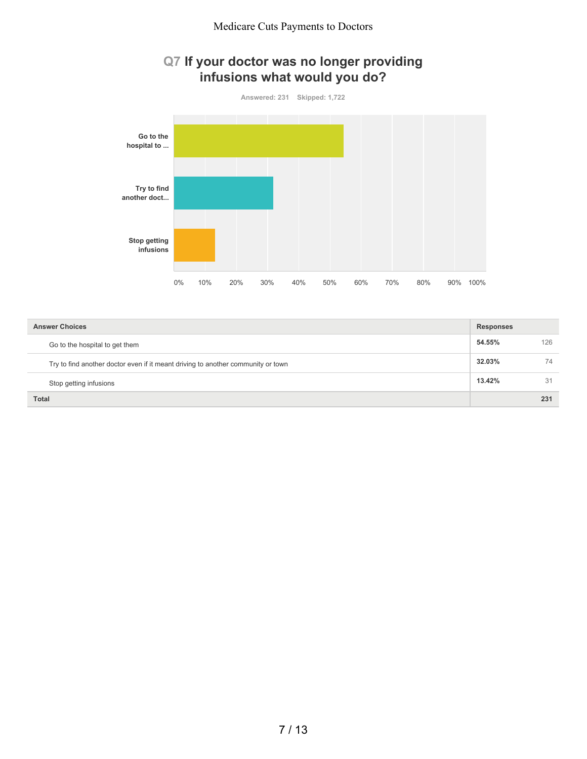## Q7 If your doctor was no longer providing infusions what would you do?

Answered: 231 Skipped: 1,722

| Answer Choices | Responses | |
|---|---|---|
| Go to the hospital to get them | 54.55% | 126 |
| Try to find another doctor even if it meant driving to another community or town | 32.03% | 74 |
| Stop getting infusions | 13.42% | 31 |
| **Total** | | **231** |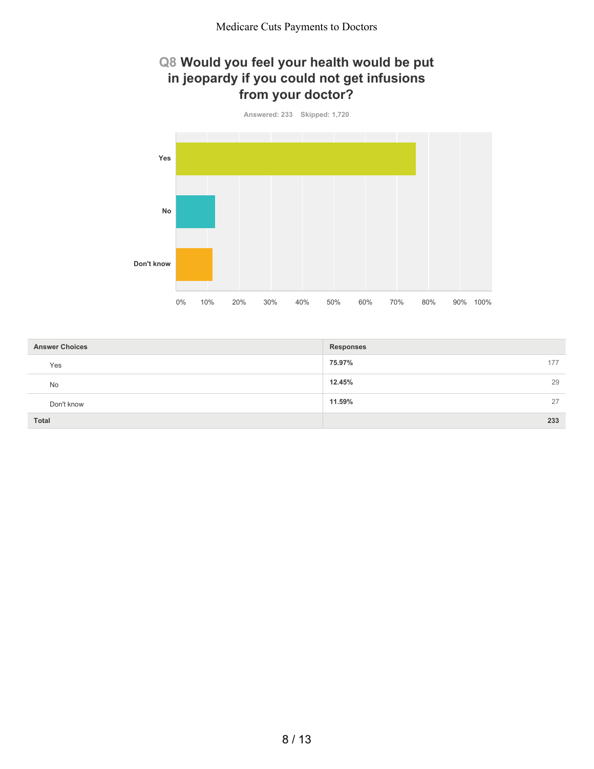## Q8 Would you feel your health would be put in jeopardy if you could not get infusions from your doctor?

Answered: 233 Skipped: 1,720

| Answer Choices | Responses | |
|---|---|---|
| Yes | **75.97%** | 177 |
| No | **12.45%** | 29 |
| Don't know | **11.59%** | 27 |
| **Total** | | **233** |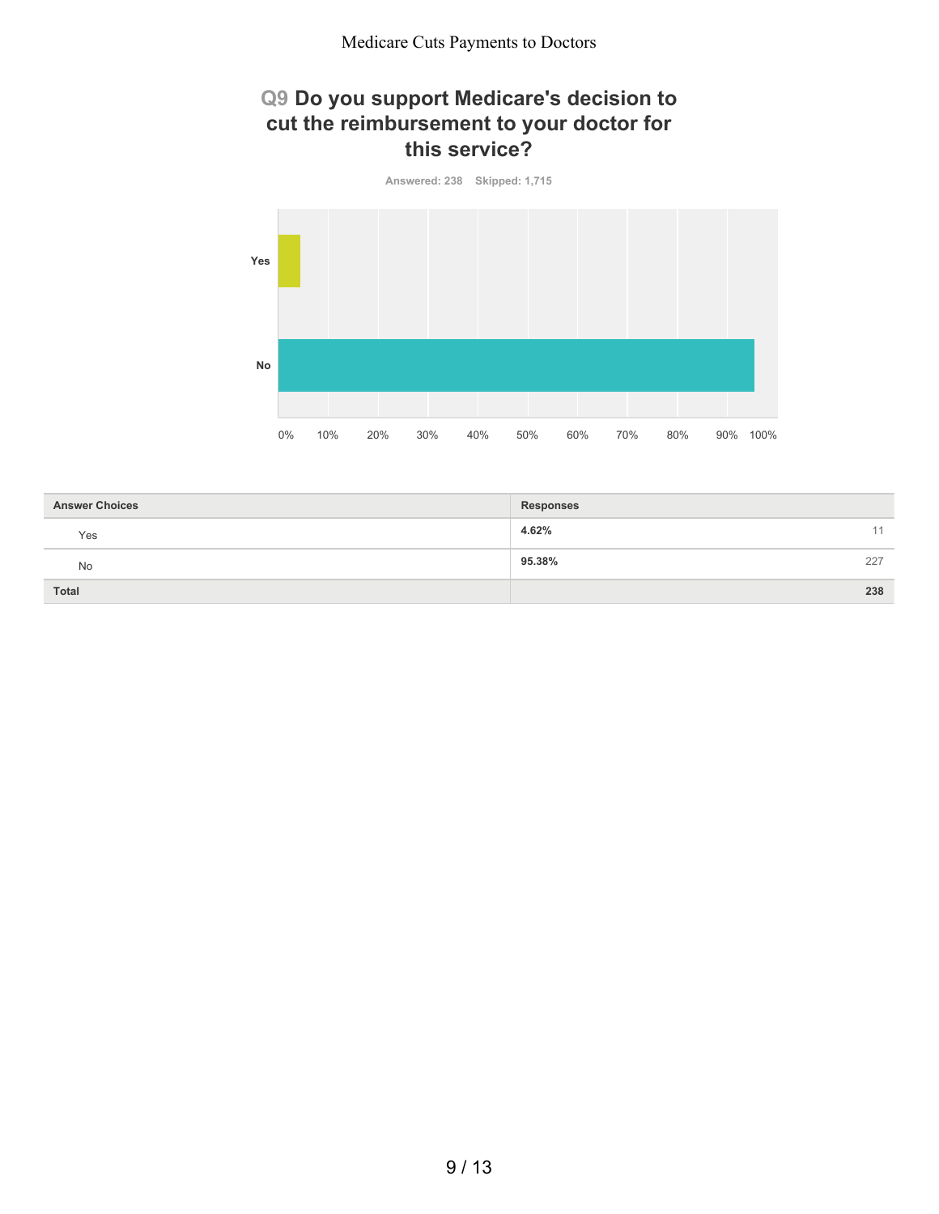## Q9 Do you support Medicare's decision to cut the reimbursement to your doctor for this service?

Answered: 238 Skipped: 1,715

| Answer Choices | Responses | |
|---|---|---|
| Yes | **4.62%** | 11 |
| No | **95.38%** | 227 |
| **Total** | | **238** |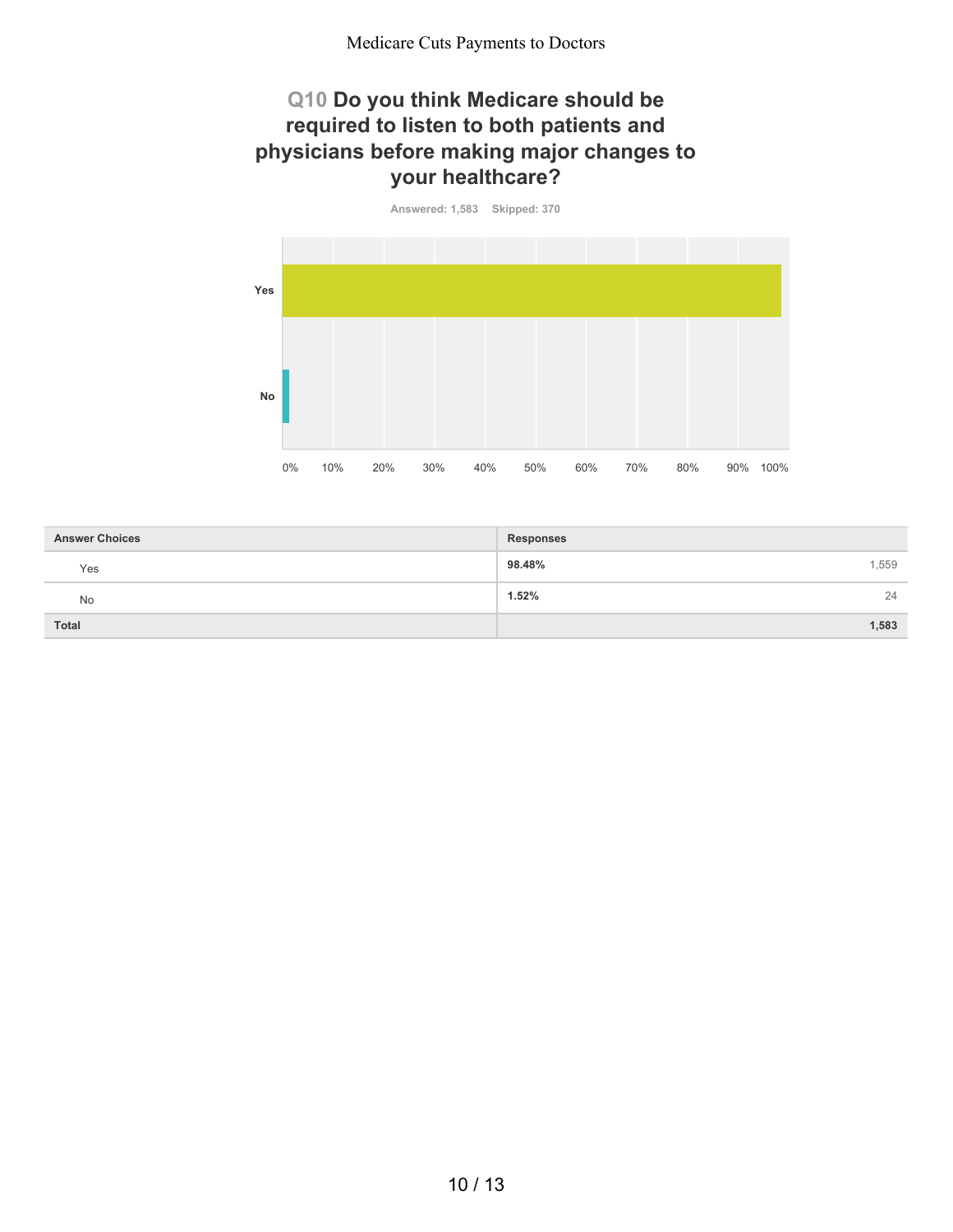## Q10 Do you think Medicare should be required to listen to both patients and physicians before making major changes to your healthcare?

Answered: 1,583 Skipped: 370

| Answer Choices | Responses | |
|---|---|---|
| Yes | 98.48% | 1,559 |
| No | 1.52% | 24 |
| Total | | 1,583 |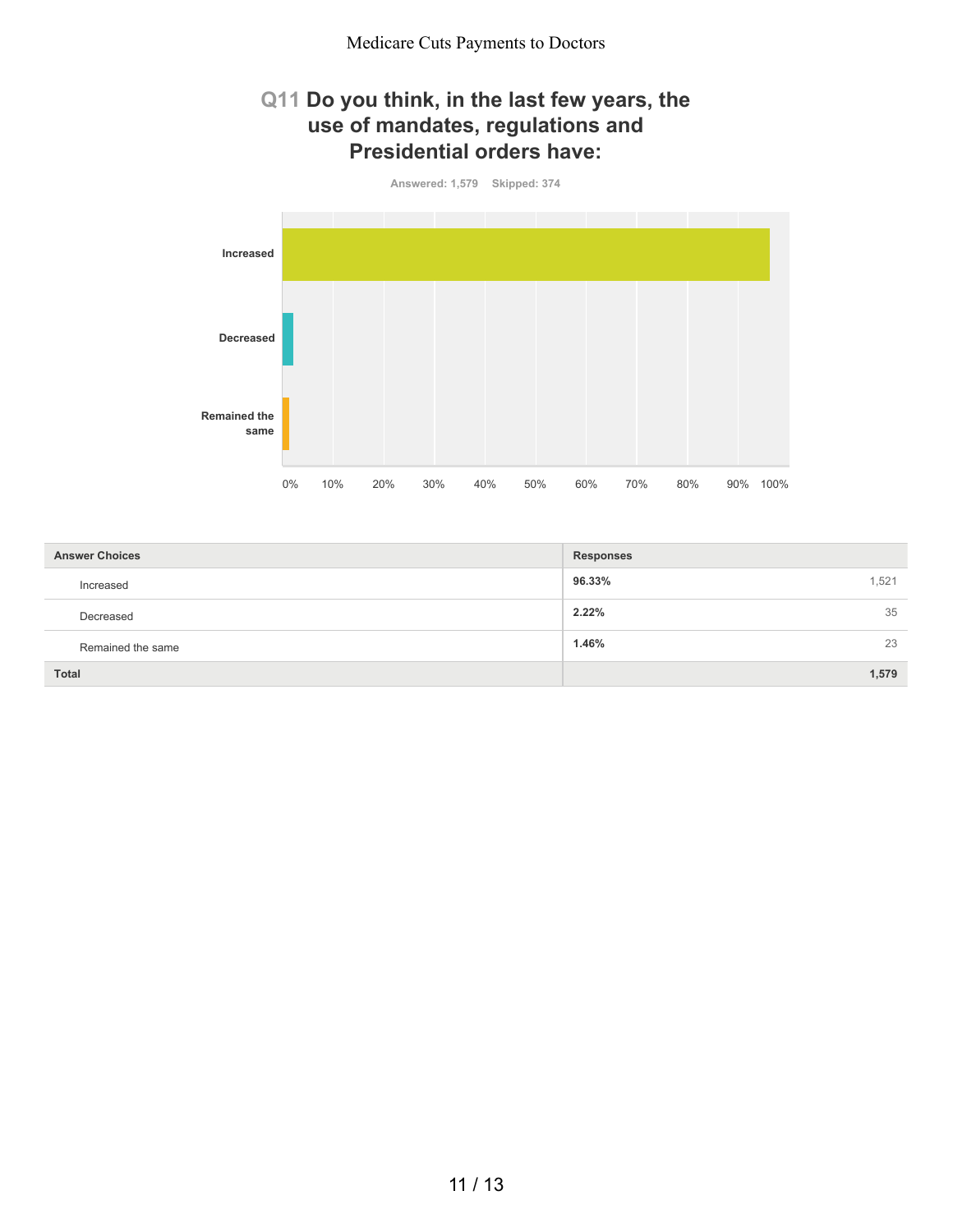## Q11 Do you think, in the last few years, the use of mandates, regulations and Presidential orders have:

Answered: 1,579 Skipped: 374

| Answer Choices | Responses | |
|---|---|---|
| Increased | 96.33% | 1,521 |
| Decreased | 2.22% | 35 |
| Remained the same | 1.46% | 23 |
| **Total** | | **1,579** |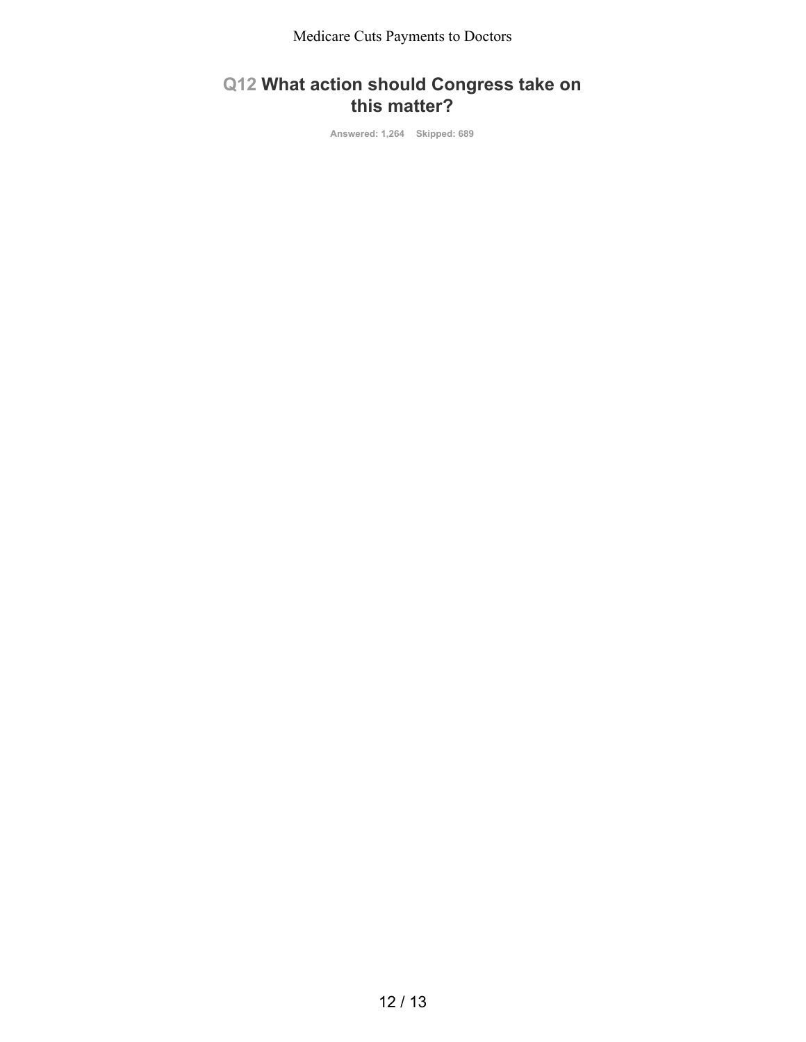## Q12 What action should Congress take on this matter?

Answered: 1,264 Skipped: 689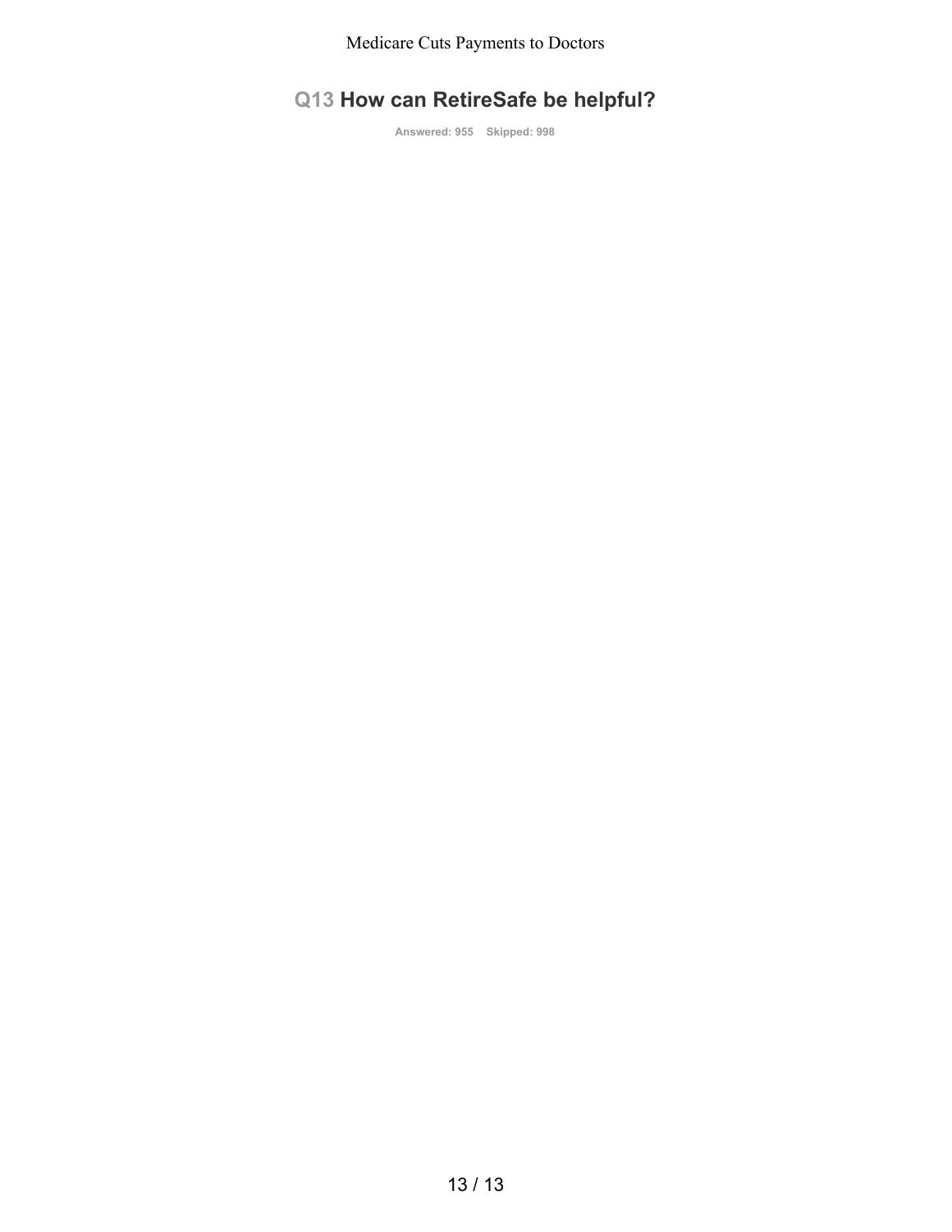## Q13 How can RetireSafe be helpful?

Answered: 955 Skipped: 998